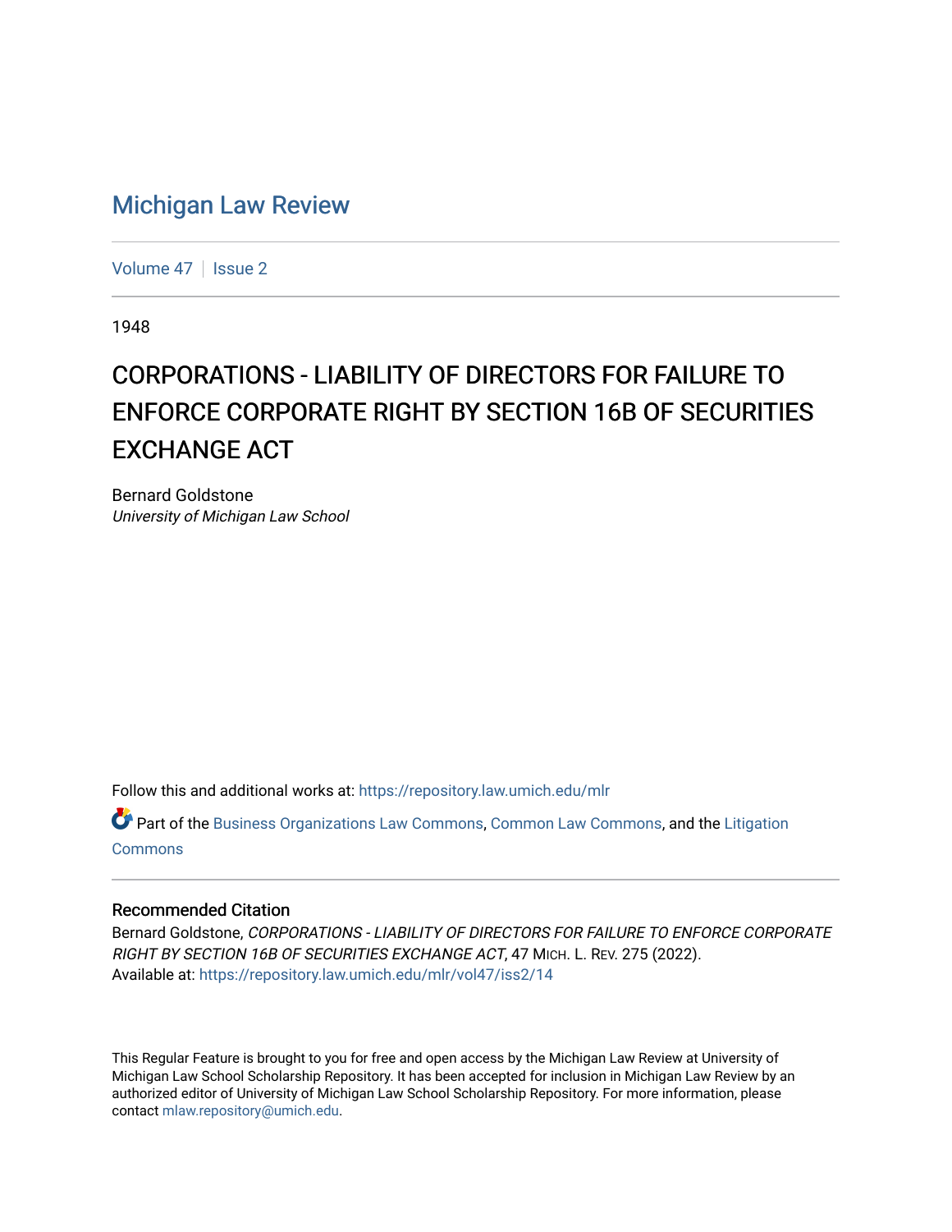# Michigan Law Review

Volume 47 | Issue 2

1948

## CORPORATIONS - LIABILITY OF DIRECTORS FOR FAILURE TO ENFORCE CORPORATE RIGHT BY SECTION 16B OF SECURITIES EXCHANGE ACT

Bernard Goldstone
*University of Michigan Law School*

Follow this and additional works at: https://repository.law.umich.edu/mlr

Part of the Business Organizations Law Commons, Common Law Commons, and the Litigation Commons

### Recommended Citation

Bernard Goldstone, *CORPORATIONS - LIABILITY OF DIRECTORS FOR FAILURE TO ENFORCE CORPORATE RIGHT BY SECTION 16B OF SECURITIES EXCHANGE ACT*, 47 MICH. L. REV. 275 (2022).
Available at: https://repository.law.umich.edu/mlr/vol47/iss2/14

This Regular Feature is brought to you for free and open access by the Michigan Law Review at University of Michigan Law School Scholarship Repository. It has been accepted for inclusion in Michigan Law Review by an authorized editor of University of Michigan Law School Scholarship Repository. For more information, please contact mlaw.repository@umich.edu.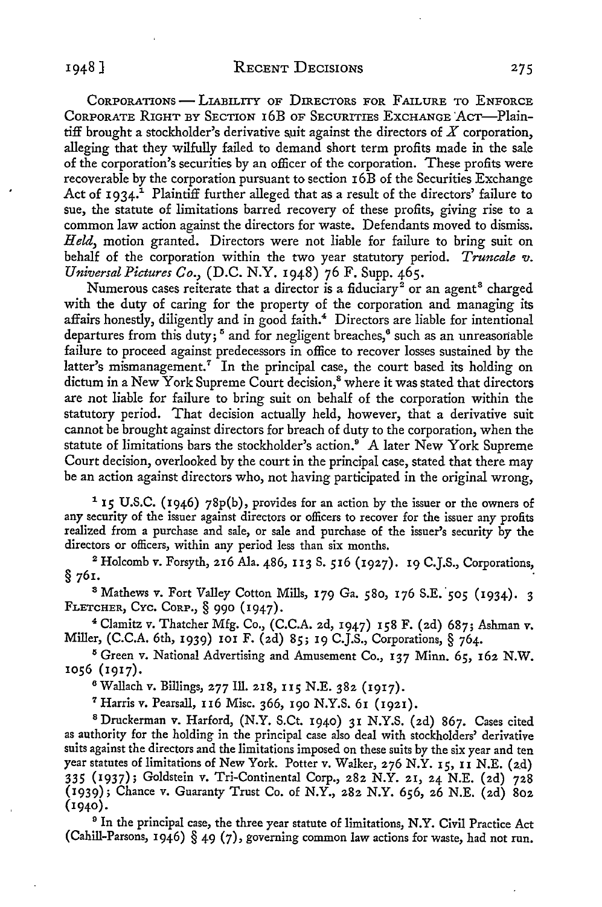CORPORATIONS — LIABILITY OF DIRECTORS FOR FAILURE TO ENFORCE CORPORATE RIGHT BY SECTION 16B OF SECURITIES EXCHANGE ACT—Plaintiff brought a stockholder's derivative suit against the directors of *X* corporation, alleging that they wilfully failed to demand short term profits made in the sale of the corporation's securities by an officer of the corporation. These profits were recoverable by the corporation pursuant to section 16B of the Securities Exchange Act of 1934.[1] Plaintiff further alleged that as a result of the directors' failure to sue, the statute of limitations barred recovery of these profits, giving rise to a common law action against the directors for waste. Defendants moved to dismiss. *Held*, motion granted. Directors were not liable for failure to bring suit on behalf of the corporation within the two year statutory period. *Truncale v. Universal Pictures Co.*, (D.C. N.Y. 1948) 76 F. Supp. 465.

Numerous cases reiterate that a director is a fiduciary[2] or an agent[3] charged with the duty of caring for the property of the corporation and managing its affairs honestly, diligently and in good faith.[4] Directors are liable for intentional departures from this duty;[5] and for negligent breaches,[6] such as an unreasonable failure to proceed against predecessors in office to recover losses sustained by the latter's mismanagement.[7] In the principal case, the court based its holding on dictum in a New York Supreme Court decision,[8] where it was stated that directors are not liable for failure to bring suit on behalf of the corporation within the statutory period. That decision actually held, however, that a derivative suit cannot be brought against directors for breach of duty to the corporation, when the statute of limitations bars the stockholder's action.[9] A later New York Supreme Court decision, overlooked by the court in the principal case, stated that there may be an action against directors who, not having participated in the original wrong,

---

[1] 15 U.S.C. (1946) 78p(b), provides for an action by the issuer or the owners of any security of the issuer against directors or officers to recover for the issuer any profits realized from a purchase and sale, or sale and purchase of the issuer's security by the directors or officers, within any period less than six months.

[2] Holcomb v. Forsyth, 216 Ala. 486, 113 S. 516 (1927). 19 C.J.S., Corporations, § 761.

[3] Mathews v. Fort Valley Cotton Mills, 179 Ga. 580, 176 S.E. 505 (1934). 3 FLETCHER, CYC. CORP., § 990 (1947).

[4] Clamitz v. Thatcher Mfg. Co., (C.C.A. 2d, 1947) 158 F. (2d) 687; Ashman v. Miller, (C.C.A. 6th, 1939) 101 F. (2d) 85; 19 C.J.S., Corporations, § 764.

[5] Green v. National Advertising and Amusement Co., 137 Minn. 65, 162 N.W. 1056 (1917).

[6] Wallach v. Billings, 277 Ill. 218, 115 N.E. 382 (1917).

[7] Harris v. Pearsall, 116 Misc. 366, 190 N.Y.S. 61 (1921).

[8] Druckerman v. Harford, (N.Y. S.Ct. 1940) 31 N.Y.S. (2d) 867. Cases cited as authority for the holding in the principal case also deal with stockholders' derivative suits against the directors and the limitations imposed on these suits by the six year and ten year statutes of limitations of New York. Potter v. Walker, 276 N.Y. 15, 11 N.E. (2d) 335 (1937); Goldstein v. Tri-Continental Corp., 282 N.Y. 21, 24 N.E. (2d) 728 (1939); Chance v. Guaranty Trust Co. of N.Y., 282 N.Y. 656, 26 N.E. (2d) 802 (1940).

[9] In the principal case, the three year statute of limitations, N.Y. Civil Practice Act (Cahill-Parsons, 1946) § 49 (7), governing common law actions for waste, had not run.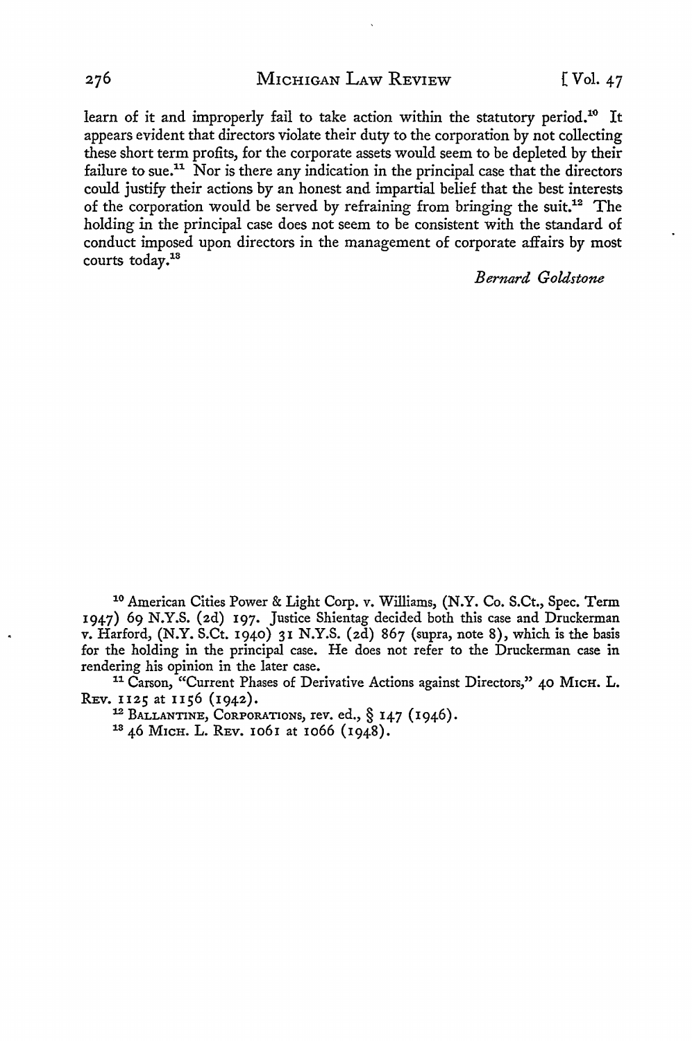learn of it and improperly fail to take action within the statutory period.[10] It appears evident that directors violate their duty to the corporation by not collecting these short term profits, for the corporate assets would seem to be depleted by their failure to sue.[11] Nor is there any indication in the principal case that the directors could justify their actions by an honest and impartial belief that the best interests of the corporation would be served by refraining from bringing the suit.[12] The holding in the principal case does not seem to be consistent with the standard of conduct imposed upon directors in the management of corporate affairs by most courts today.[13]

*Bernard Goldstone*

---

[10] American Cities Power & Light Corp. v. Williams, (N.Y. Co. S.Ct., Spec. Term 1947) 69 N.Y.S. (2d) 197. Justice Shientag decided both this case and Druckerman v. Harford, (N.Y. S.Ct. 1940) 31 N.Y.S. (2d) 867 (supra, note 8), which is the basis for the holding in the principal case. He does not refer to the Druckerman case in rendering his opinion in the later case.

[11] Carson, "Current Phases of Derivative Actions against Directors," 40 MICH. L. REV. 1125 at 1156 (1942).

[12] BALLANTINE, CORPORATIONS, rev. ed., § 147 (1946).

[13] 46 MICH. L. REV. 1061 at 1066 (1948).